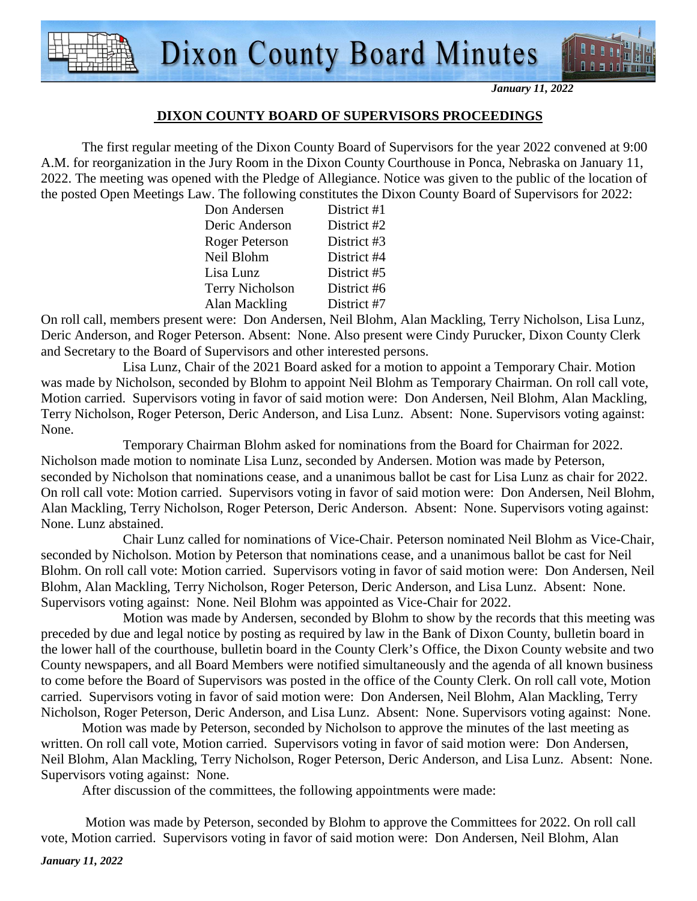# Dixon County Board Minutes

*January 11, 2022*

## DIXON COUNTY BOARD OF SUPERVISORS PROCEEDINGS

The first regular meeting of the Dixon County Board of Supervisors for the year 2022 convened at 9:00 A.M. for reorganization in the Jury Room in the Dixon County Courthouse in Ponca, Nebraska on January 11, 2022. The meeting was opened with the Pledge of Allegiance. Notice was given to the public of the location of the posted Open Meetings Law. The following constitutes the Dixon County Board of Supervisors for 2022:

| | |
|---|---|
| Don Andersen | District #1 |
| Deric Anderson | District #2 |
| Roger Peterson | District #3 |
| Neil Blohm | District #4 |
| Lisa Lunz | District #5 |
| Terry Nicholson | District #6 |
| Alan Mackling | District #7 |

On roll call, members present were: Don Andersen, Neil Blohm, Alan Mackling, Terry Nicholson, Lisa Lunz, Deric Anderson, and Roger Peterson. Absent: None. Also present were Cindy Purucker, Dixon County Clerk and Secretary to the Board of Supervisors and other interested persons.

Lisa Lunz, Chair of the 2021 Board asked for a motion to appoint a Temporary Chair. Motion was made by Nicholson, seconded by Blohm to appoint Neil Blohm as Temporary Chairman. On roll call vote, Motion carried. Supervisors voting in favor of said motion were: Don Andersen, Neil Blohm, Alan Mackling, Terry Nicholson, Roger Peterson, Deric Anderson, and Lisa Lunz. Absent: None. Supervisors voting against: None.

Temporary Chairman Blohm asked for nominations from the Board for Chairman for 2022. Nicholson made motion to nominate Lisa Lunz, seconded by Andersen. Motion was made by Peterson, seconded by Nicholson that nominations cease, and a unanimous ballot be cast for Lisa Lunz as chair for 2022. On roll call vote: Motion carried. Supervisors voting in favor of said motion were: Don Andersen, Neil Blohm, Alan Mackling, Terry Nicholson, Roger Peterson, Deric Anderson. Absent: None. Supervisors voting against: None. Lunz abstained.

Chair Lunz called for nominations of Vice-Chair. Peterson nominated Neil Blohm as Vice-Chair, seconded by Nicholson. Motion by Peterson that nominations cease, and a unanimous ballot be cast for Neil Blohm. On roll call vote: Motion carried. Supervisors voting in favor of said motion were: Don Andersen, Neil Blohm, Alan Mackling, Terry Nicholson, Roger Peterson, Deric Anderson, and Lisa Lunz. Absent: None. Supervisors voting against: None. Neil Blohm was appointed as Vice-Chair for 2022.

Motion was made by Andersen, seconded by Blohm to show by the records that this meeting was preceded by due and legal notice by posting as required by law in the Bank of Dixon County, bulletin board in the lower hall of the courthouse, bulletin board in the County Clerk's Office, the Dixon County website and two County newspapers, and all Board Members were notified simultaneously and the agenda of all known business to come before the Board of Supervisors was posted in the office of the County Clerk. On roll call vote, Motion carried. Supervisors voting in favor of said motion were: Don Andersen, Neil Blohm, Alan Mackling, Terry Nicholson, Roger Peterson, Deric Anderson, and Lisa Lunz. Absent: None. Supervisors voting against: None.

Motion was made by Peterson, seconded by Nicholson to approve the minutes of the last meeting as written. On roll call vote, Motion carried. Supervisors voting in favor of said motion were: Don Andersen, Neil Blohm, Alan Mackling, Terry Nicholson, Roger Peterson, Deric Anderson, and Lisa Lunz. Absent: None. Supervisors voting against: None.

After discussion of the committees, the following appointments were made:

Motion was made by Peterson, seconded by Blohm to approve the Committees for 2022. On roll call vote, Motion carried. Supervisors voting in favor of said motion were: Don Andersen, Neil Blohm, Alan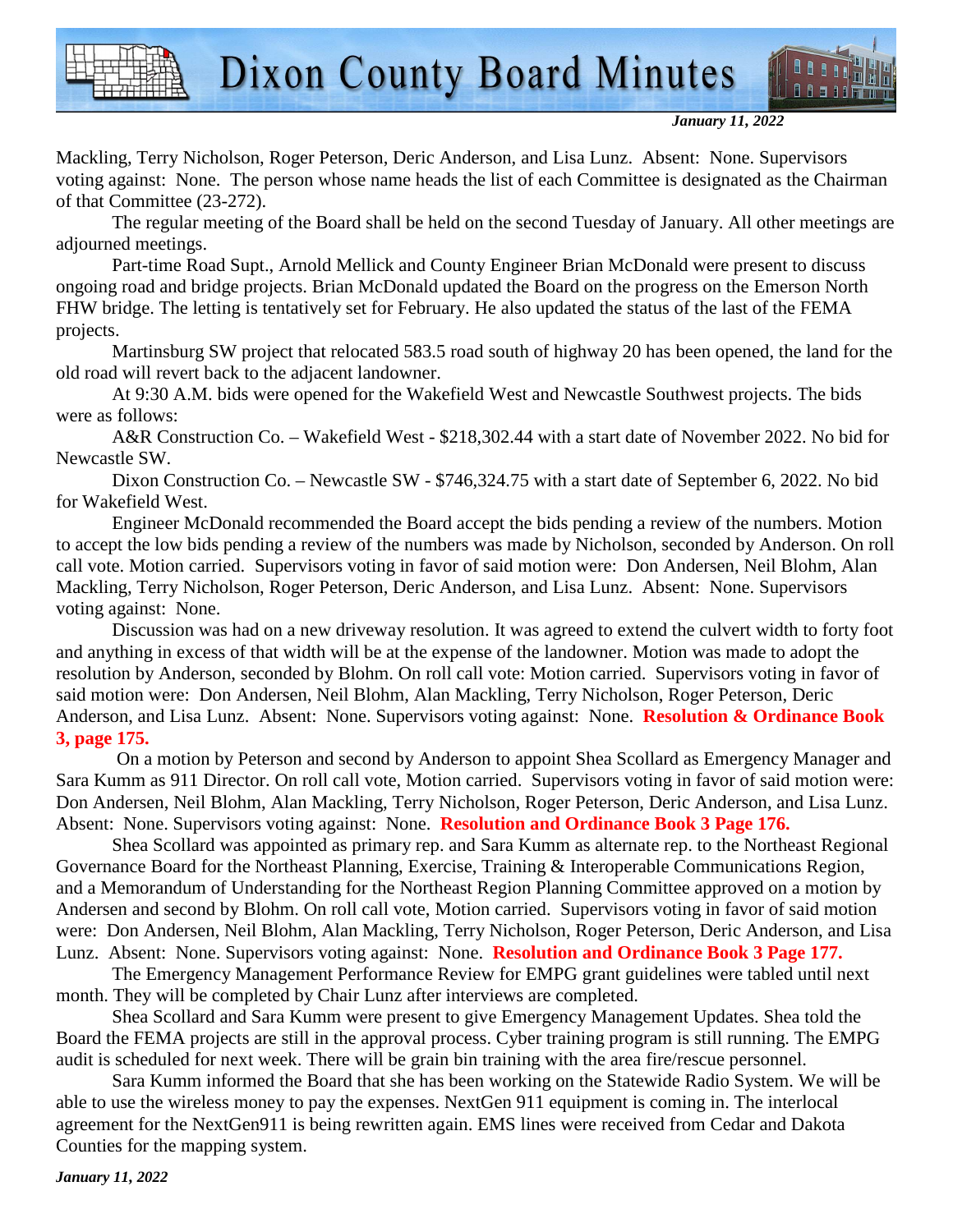Mackling, Terry Nicholson, Roger Peterson, Deric Anderson, and Lisa Lunz. Absent: None. Supervisors voting against: None. The person whose name heads the list of each Committee is designated as the Chairman of that Committee (23-272).

The regular meeting of the Board shall be held on the second Tuesday of January. All other meetings are adjourned meetings.

Part-time Road Supt., Arnold Mellick and County Engineer Brian McDonald were present to discuss ongoing road and bridge projects. Brian McDonald updated the Board on the progress on the Emerson North FHW bridge. The letting is tentatively set for February. He also updated the status of the last of the FEMA projects.

Martinsburg SW project that relocated 583.5 road south of highway 20 has been opened, the land for the old road will revert back to the adjacent landowner.

At 9:30 A.M. bids were opened for the Wakefield West and Newcastle Southwest projects. The bids were as follows:

A&R Construction Co. – Wakefield West - $218,302.44 with a start date of November 2022. No bid for Newcastle SW.

Dixon Construction Co. – Newcastle SW - $746,324.75 with a start date of September 6, 2022. No bid for Wakefield West.

Engineer McDonald recommended the Board accept the bids pending a review of the numbers. Motion to accept the low bids pending a review of the numbers was made by Nicholson, seconded by Anderson. On roll call vote. Motion carried. Supervisors voting in favor of said motion were: Don Andersen, Neil Blohm, Alan Mackling, Terry Nicholson, Roger Peterson, Deric Anderson, and Lisa Lunz. Absent: None. Supervisors voting against: None.

Discussion was had on a new driveway resolution. It was agreed to extend the culvert width to forty foot and anything in excess of that width will be at the expense of the landowner. Motion was made to adopt the resolution by Anderson, seconded by Blohm. On roll call vote: Motion carried. Supervisors voting in favor of said motion were: Don Andersen, Neil Blohm, Alan Mackling, Terry Nicholson, Roger Peterson, Deric Anderson, and Lisa Lunz. Absent: None. Supervisors voting against: None. **Resolution & Ordinance Book 3, page 175.**

On a motion by Peterson and second by Anderson to appoint Shea Scollard as Emergency Manager and Sara Kumm as 911 Director. On roll call vote, Motion carried. Supervisors voting in favor of said motion were: Don Andersen, Neil Blohm, Alan Mackling, Terry Nicholson, Roger Peterson, Deric Anderson, and Lisa Lunz. Absent: None. Supervisors voting against: None. **Resolution and Ordinance Book 3 Page 176.**

Shea Scollard was appointed as primary rep. and Sara Kumm as alternate rep. to the Northeast Regional Governance Board for the Northeast Planning, Exercise, Training & Interoperable Communications Region, and a Memorandum of Understanding for the Northeast Region Planning Committee approved on a motion by Andersen and second by Blohm. On roll call vote, Motion carried. Supervisors voting in favor of said motion were: Don Andersen, Neil Blohm, Alan Mackling, Terry Nicholson, Roger Peterson, Deric Anderson, and Lisa Lunz. Absent: None. Supervisors voting against: None. **Resolution and Ordinance Book 3 Page 177.**

The Emergency Management Performance Review for EMPG grant guidelines were tabled until next month. They will be completed by Chair Lunz after interviews are completed.

Shea Scollard and Sara Kumm were present to give Emergency Management Updates. Shea told the Board the FEMA projects are still in the approval process. Cyber training program is still running. The EMPG audit is scheduled for next week. There will be grain bin training with the area fire/rescue personnel.

Sara Kumm informed the Board that she has been working on the Statewide Radio System. We will be able to use the wireless money to pay the expenses. NextGen 911 equipment is coming in. The interlocal agreement for the NextGen911 is being rewritten again. EMS lines were received from Cedar and Dakota Counties for the mapping system.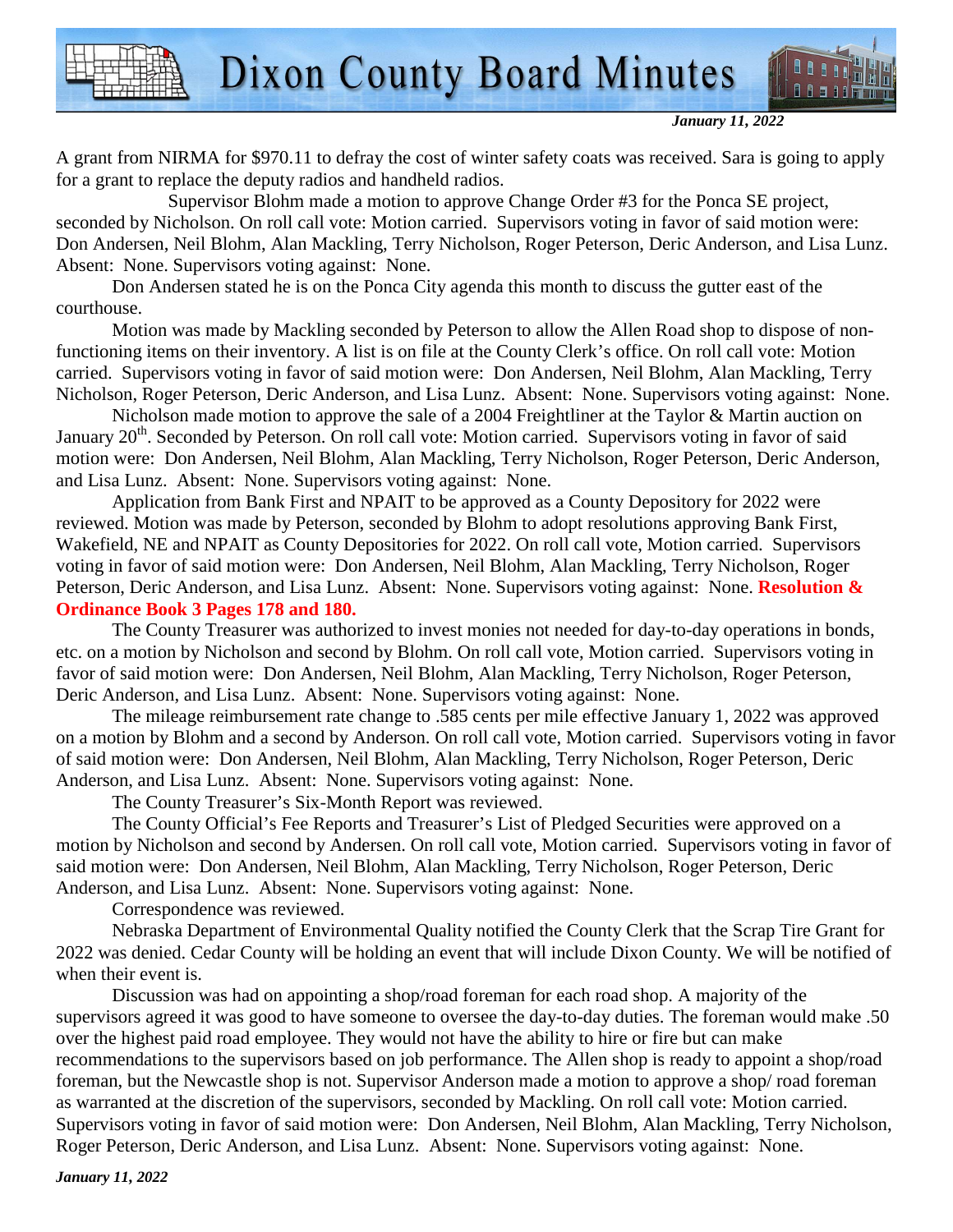A grant from NIRMA for $970.11 to defray the cost of winter safety coats was received. Sara is going to apply for a grant to replace the deputy radios and handheld radios.

Supervisor Blohm made a motion to approve Change Order #3 for the Ponca SE project, seconded by Nicholson. On roll call vote: Motion carried. Supervisors voting in favor of said motion were: Don Andersen, Neil Blohm, Alan Mackling, Terry Nicholson, Roger Peterson, Deric Anderson, and Lisa Lunz. Absent: None. Supervisors voting against: None.

Don Andersen stated he is on the Ponca City agenda this month to discuss the gutter east of the courthouse.

Motion was made by Mackling seconded by Peterson to allow the Allen Road shop to dispose of non-functioning items on their inventory. A list is on file at the County Clerk's office. On roll call vote: Motion carried. Supervisors voting in favor of said motion were: Don Andersen, Neil Blohm, Alan Mackling, Terry Nicholson, Roger Peterson, Deric Anderson, and Lisa Lunz. Absent: None. Supervisors voting against: None.

Nicholson made motion to approve the sale of a 2004 Freightliner at the Taylor & Martin auction on January 20th. Seconded by Peterson. On roll call vote: Motion carried. Supervisors voting in favor of said motion were: Don Andersen, Neil Blohm, Alan Mackling, Terry Nicholson, Roger Peterson, Deric Anderson, and Lisa Lunz. Absent: None. Supervisors voting against: None.

Application from Bank First and NPAIT to be approved as a County Depository for 2022 were reviewed. Motion was made by Peterson, seconded by Blohm to adopt resolutions approving Bank First, Wakefield, NE and NPAIT as County Depositories for 2022. On roll call vote, Motion carried. Supervisors voting in favor of said motion were: Don Andersen, Neil Blohm, Alan Mackling, Terry Nicholson, Roger Peterson, Deric Anderson, and Lisa Lunz. Absent: None. Supervisors voting against: None. **Resolution & Ordinance Book 3 Pages 178 and 180.**

The County Treasurer was authorized to invest monies not needed for day-to-day operations in bonds, etc. on a motion by Nicholson and second by Blohm. On roll call vote, Motion carried. Supervisors voting in favor of said motion were: Don Andersen, Neil Blohm, Alan Mackling, Terry Nicholson, Roger Peterson, Deric Anderson, and Lisa Lunz. Absent: None. Supervisors voting against: None.

The mileage reimbursement rate change to .585 cents per mile effective January 1, 2022 was approved on a motion by Blohm and a second by Anderson. On roll call vote, Motion carried. Supervisors voting in favor of said motion were: Don Andersen, Neil Blohm, Alan Mackling, Terry Nicholson, Roger Peterson, Deric Anderson, and Lisa Lunz. Absent: None. Supervisors voting against: None.

The County Treasurer's Six-Month Report was reviewed.

The County Official's Fee Reports and Treasurer's List of Pledged Securities were approved on a motion by Nicholson and second by Andersen. On roll call vote, Motion carried. Supervisors voting in favor of said motion were: Don Andersen, Neil Blohm, Alan Mackling, Terry Nicholson, Roger Peterson, Deric Anderson, and Lisa Lunz. Absent: None. Supervisors voting against: None.

Correspondence was reviewed.

Nebraska Department of Environmental Quality notified the County Clerk that the Scrap Tire Grant for 2022 was denied. Cedar County will be holding an event that will include Dixon County. We will be notified of when their event is.

Discussion was had on appointing a shop/road foreman for each road shop. A majority of the supervisors agreed it was good to have someone to oversee the day-to-day duties. The foreman would make .50 over the highest paid road employee. They would not have the ability to hire or fire but can make recommendations to the supervisors based on job performance. The Allen shop is ready to appoint a shop/road foreman, but the Newcastle shop is not. Supervisor Anderson made a motion to approve a shop/ road foreman as warranted at the discretion of the supervisors, seconded by Mackling. On roll call vote: Motion carried. Supervisors voting in favor of said motion were: Don Andersen, Neil Blohm, Alan Mackling, Terry Nicholson, Roger Peterson, Deric Anderson, and Lisa Lunz. Absent: None. Supervisors voting against: None.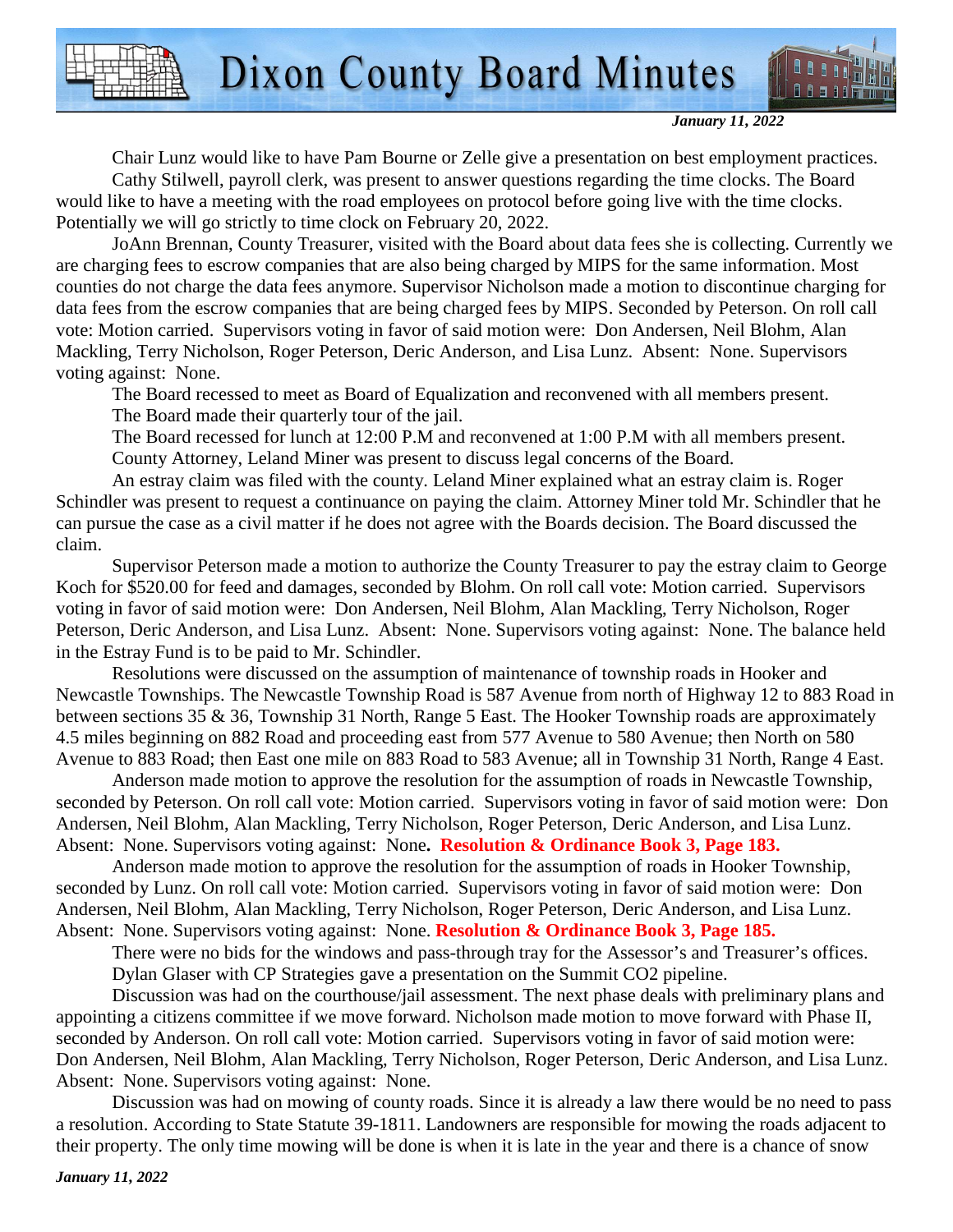Chair Lunz would like to have Pam Bourne or Zelle give a presentation on best employment practices.

Cathy Stilwell, payroll clerk, was present to answer questions regarding the time clocks. The Board would like to have a meeting with the road employees on protocol before going live with the time clocks. Potentially we will go strictly to time clock on February 20, 2022.

JoAnn Brennan, County Treasurer, visited with the Board about data fees she is collecting. Currently we are charging fees to escrow companies that are also being charged by MIPS for the same information. Most counties do not charge the data fees anymore. Supervisor Nicholson made a motion to discontinue charging for data fees from the escrow companies that are being charged fees by MIPS. Seconded by Peterson. On roll call vote: Motion carried. Supervisors voting in favor of said motion were: Don Andersen, Neil Blohm, Alan Mackling, Terry Nicholson, Roger Peterson, Deric Anderson, and Lisa Lunz. Absent: None. Supervisors voting against: None.

The Board recessed to meet as Board of Equalization and reconvened with all members present.

The Board made their quarterly tour of the jail.

The Board recessed for lunch at 12:00 P.M and reconvened at 1:00 P.M with all members present.

County Attorney, Leland Miner was present to discuss legal concerns of the Board.

An estray claim was filed with the county. Leland Miner explained what an estray claim is. Roger Schindler was present to request a continuance on paying the claim. Attorney Miner told Mr. Schindler that he can pursue the case as a civil matter if he does not agree with the Boards decision. The Board discussed the claim.

Supervisor Peterson made a motion to authorize the County Treasurer to pay the estray claim to George Koch for $520.00 for feed and damages, seconded by Blohm. On roll call vote: Motion carried. Supervisors voting in favor of said motion were: Don Andersen, Neil Blohm, Alan Mackling, Terry Nicholson, Roger Peterson, Deric Anderson, and Lisa Lunz. Absent: None. Supervisors voting against: None. The balance held in the Estray Fund is to be paid to Mr. Schindler.

Resolutions were discussed on the assumption of maintenance of township roads in Hooker and Newcastle Townships. The Newcastle Township Road is 587 Avenue from north of Highway 12 to 883 Road in between sections 35 & 36, Township 31 North, Range 5 East. The Hooker Township roads are approximately 4.5 miles beginning on 882 Road and proceeding east from 577 Avenue to 580 Avenue; then North on 580 Avenue to 883 Road; then East one mile on 883 Road to 583 Avenue; all in Township 31 North, Range 4 East.

Anderson made motion to approve the resolution for the assumption of roads in Newcastle Township, seconded by Peterson. On roll call vote: Motion carried. Supervisors voting in favor of said motion were: Don Andersen, Neil Blohm, Alan Mackling, Terry Nicholson, Roger Peterson, Deric Anderson, and Lisa Lunz. Absent: None. Supervisors voting against: None. **Resolution & Ordinance Book 3, Page 183.**

Anderson made motion to approve the resolution for the assumption of roads in Hooker Township, seconded by Lunz. On roll call vote: Motion carried. Supervisors voting in favor of said motion were: Don Andersen, Neil Blohm, Alan Mackling, Terry Nicholson, Roger Peterson, Deric Anderson, and Lisa Lunz. Absent: None. Supervisors voting against: None. **Resolution & Ordinance Book 3, Page 185.**

There were no bids for the windows and pass-through tray for the Assessor's and Treasurer's offices.

Dylan Glaser with CP Strategies gave a presentation on the Summit CO2 pipeline.

Discussion was had on the courthouse/jail assessment. The next phase deals with preliminary plans and appointing a citizens committee if we move forward. Nicholson made motion to move forward with Phase II, seconded by Anderson. On roll call vote: Motion carried. Supervisors voting in favor of said motion were: Don Andersen, Neil Blohm, Alan Mackling, Terry Nicholson, Roger Peterson, Deric Anderson, and Lisa Lunz. Absent: None. Supervisors voting against: None.

Discussion was had on mowing of county roads. Since it is already a law there would be no need to pass a resolution. According to State Statute 39-1811. Landowners are responsible for mowing the roads adjacent to their property. The only time mowing will be done is when it is late in the year and there is a chance of snow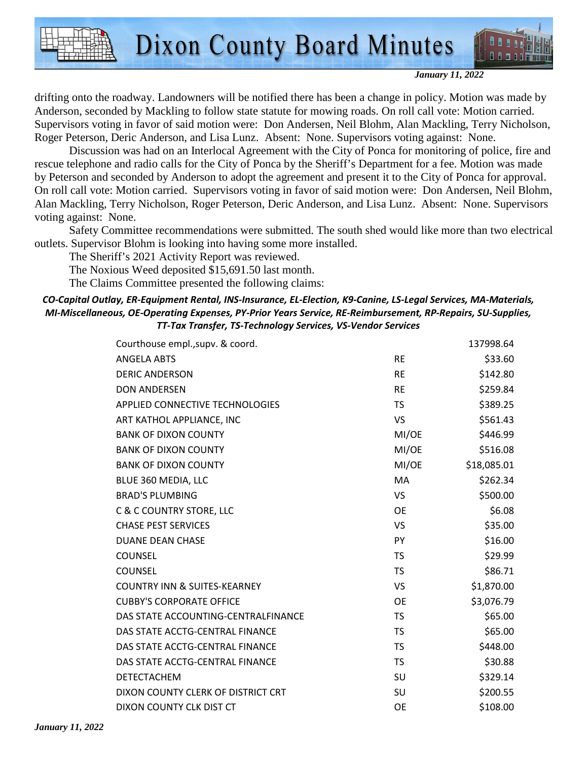drifting onto the roadway. Landowners will be notified there has been a change in policy. Motion was made by Anderson, seconded by Mackling to follow state statute for mowing roads. On roll call vote: Motion carried. Supervisors voting in favor of said motion were: Don Andersen, Neil Blohm, Alan Mackling, Terry Nicholson, Roger Peterson, Deric Anderson, and Lisa Lunz. Absent: None. Supervisors voting against: None.

Discussion was had on an Interlocal Agreement with the City of Ponca for monitoring of police, fire and rescue telephone and radio calls for the City of Ponca by the Sheriff's Department for a fee. Motion was made by Peterson and seconded by Anderson to adopt the agreement and present it to the City of Ponca for approval. On roll call vote: Motion carried. Supervisors voting in favor of said motion were: Don Andersen, Neil Blohm, Alan Mackling, Terry Nicholson, Roger Peterson, Deric Anderson, and Lisa Lunz. Absent: None. Supervisors voting against: None.

Safety Committee recommendations were submitted. The south shed would like more than two electrical outlets. Supervisor Blohm is looking into having some more installed.

The Sheriff's 2021 Activity Report was reviewed.

The Noxious Weed deposited $15,691.50 last month.

The Claims Committee presented the following claims:

***CO-Capital Outlay, ER-Equipment Rental, INS-Insurance, EL-Election, K9-Canine, LS-Legal Services, MA-Materials, MI-Miscellaneous, OE-Operating Expenses, PY-Prior Years Service, RE-Reimbursement, RP-Repairs, SU-Supplies, TT-Tax Transfer, TS-Technology Services, VS-Vendor Services***

| | | |
|---|---|---|
| Courthouse empl.,supv. & coord. | | 137998.64 |
| ANGELA ABTS | RE | $33.60 |
| DERIC ANDERSON | RE | $142.80 |
| DON ANDERSEN | RE | $259.84 |
| APPLIED CONNECTIVE TECHNOLOGIES | TS | $389.25 |
| ART KATHOL APPLIANCE, INC | VS | $561.43 |
| BANK OF DIXON COUNTY | MI/OE | $446.99 |
| BANK OF DIXON COUNTY | MI/OE | $516.08 |
| BANK OF DIXON COUNTY | MI/OE | $18,085.01 |
| BLUE 360 MEDIA, LLC | MA | $262.34 |
| BRAD'S PLUMBING | VS | $500.00 |
| C & C COUNTRY STORE, LLC | OE | $6.08 |
| CHASE PEST SERVICES | VS | $35.00 |
| DUANE DEAN CHASE | PY | $16.00 |
| COUNSEL | TS | $29.99 |
| COUNSEL | TS | $86.71 |
| COUNTRY INN & SUITES-KEARNEY | VS | $1,870.00 |
| CUBBY'S CORPORATE OFFICE | OE | $3,076.79 |
| DAS STATE ACCOUNTING-CENTRALFINANCE | TS | $65.00 |
| DAS STATE ACCTG-CENTRAL FINANCE | TS | $65.00 |
| DAS STATE ACCTG-CENTRAL FINANCE | TS | $448.00 |
| DAS STATE ACCTG-CENTRAL FINANCE | TS | $30.88 |
| DETECTACHEM | SU | $329.14 |
| DIXON COUNTY CLERK OF DISTRICT CRT | SU | $200.55 |
| DIXON COUNTY CLK DIST CT | OE | $108.00 |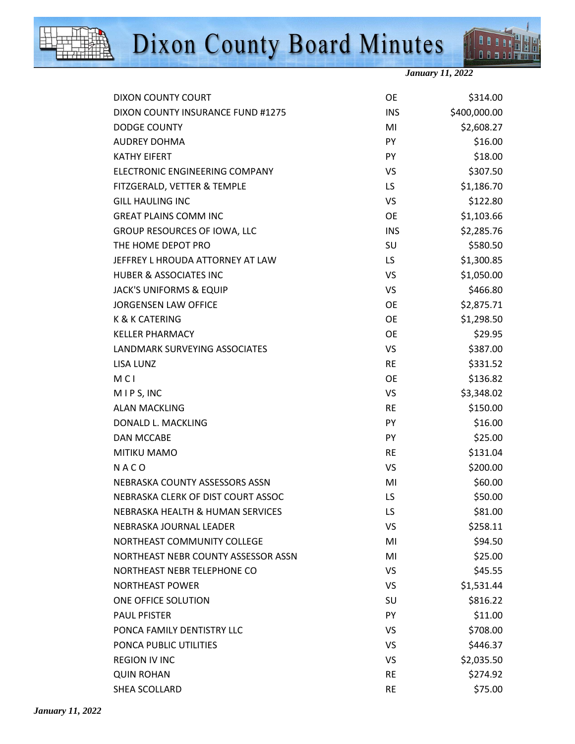| | | |
|---|---|---|
| DIXON COUNTY COURT | OE | $314.00 |
| DIXON COUNTY INSURANCE FUND #1275 | INS | $400,000.00 |
| DODGE COUNTY | MI | $2,608.27 |
| AUDREY DOHMA | PY | $16.00 |
| KATHY EIFERT | PY | $18.00 |
| ELECTRONIC ENGINEERING COMPANY | VS | $307.50 |
| FITZGERALD, VETTER & TEMPLE | LS | $1,186.70 |
| GILL HAULING INC | VS | $122.80 |
| GREAT PLAINS COMM INC | OE | $1,103.66 |
| GROUP RESOURCES OF IOWA, LLC | INS | $2,285.76 |
| THE HOME DEPOT PRO | SU | $580.50 |
| JEFFREY L HROUDA ATTORNEY AT LAW | LS | $1,300.85 |
| HUBER & ASSOCIATES INC | VS | $1,050.00 |
| JACK'S UNIFORMS & EQUIP | VS | $466.80 |
| JORGENSEN LAW OFFICE | OE | $2,875.71 |
| K & K CATERING | OE | $1,298.50 |
| KELLER PHARMACY | OE | $29.95 |
| LANDMARK SURVEYING ASSOCIATES | VS | $387.00 |
| LISA LUNZ | RE | $331.52 |
| M C I | OE | $136.82 |
| M I P S, INC | VS | $3,348.02 |
| ALAN MACKLING | RE | $150.00 |
| DONALD L. MACKLING | PY | $16.00 |
| DAN MCCABE | PY | $25.00 |
| MITIKU MAMO | RE | $131.04 |
| N A C O | VS | $200.00 |
| NEBRASKA COUNTY ASSESSORS ASSN | MI | $60.00 |
| NEBRASKA CLERK OF DIST COURT ASSOC | LS | $50.00 |
| NEBRASKA HEALTH & HUMAN SERVICES | LS | $81.00 |
| NEBRASKA JOURNAL LEADER | VS | $258.11 |
| NORTHEAST COMMUNITY COLLEGE | MI | $94.50 |
| NORTHEAST NEBR COUNTY ASSESSOR ASSN | MI | $25.00 |
| NORTHEAST NEBR TELEPHONE CO | VS | $45.55 |
| NORTHEAST POWER | VS | $1,531.44 |
| ONE OFFICE SOLUTION | SU | $816.22 |
| PAUL PFISTER | PY | $11.00 |
| PONCA FAMILY DENTISTRY LLC | VS | $708.00 |
| PONCA PUBLIC UTILITIES | VS | $446.37 |
| REGION IV INC | VS | $2,035.50 |
| QUIN ROHAN | RE | $274.92 |
| SHEA SCOLLARD | RE | $75.00 |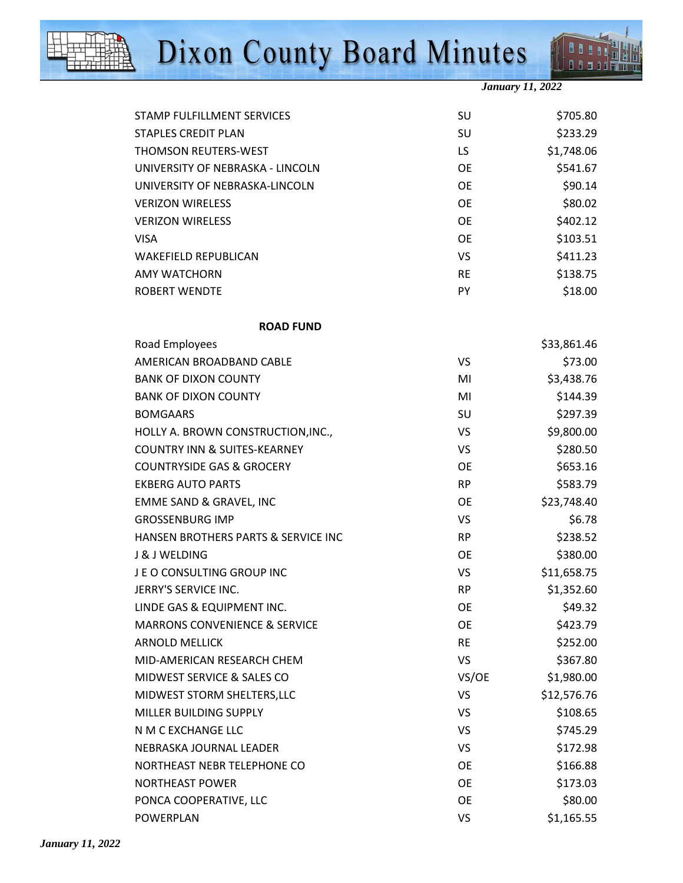| | | |
|---|---|---|
| STAMP FULFILLMENT SERVICES | SU | $705.80 |
| STAPLES CREDIT PLAN | SU | $233.29 |
| THOMSON REUTERS-WEST | LS | $1,748.06 |
| UNIVERSITY OF NEBRASKA - LINCOLN | OE | $541.67 |
| UNIVERSITY OF NEBRASKA-LINCOLN | OE | $90.14 |
| VERIZON WIRELESS | OE | $80.02 |
| VERIZON WIRELESS | OE | $402.12 |
| VISA | OE | $103.51 |
| WAKEFIELD REPUBLICAN | VS | $411.23 |
| AMY WATCHORN | RE | $138.75 |
| ROBERT WENDTE | PY | $18.00 |

**ROAD FUND**

| | | |
|---|---|---|
| Road Employees | | $33,861.46 |
| AMERICAN BROADBAND CABLE | VS | $73.00 |
| BANK OF DIXON COUNTY | MI | $3,438.76 |
| BANK OF DIXON COUNTY | MI | $144.39 |
| BOMGAARS | SU | $297.39 |
| HOLLY A. BROWN CONSTRUCTION,INC., | VS | $9,800.00 |
| COUNTRY INN & SUITES-KEARNEY | VS | $280.50 |
| COUNTRYSIDE GAS & GROCERY | OE | $653.16 |
| EKBERG AUTO PARTS | RP | $583.79 |
| EMME SAND & GRAVEL, INC | OE | $23,748.40 |
| GROSSENBURG IMP | VS | $6.78 |
| HANSEN BROTHERS PARTS & SERVICE INC | RP | $238.52 |
| J & J WELDING | OE | $380.00 |
| J E O CONSULTING GROUP INC | VS | $11,658.75 |
| JERRY'S SERVICE INC. | RP | $1,352.60 |
| LINDE GAS & EQUIPMENT INC. | OE | $49.32 |
| MARRONS CONVENIENCE & SERVICE | OE | $423.79 |
| ARNOLD MELLICK | RE | $252.00 |
| MID-AMERICAN RESEARCH CHEM | VS | $367.80 |
| MIDWEST SERVICE & SALES CO | VS/OE | $1,980.00 |
| MIDWEST STORM SHELTERS,LLC | VS | $12,576.76 |
| MILLER BUILDING SUPPLY | VS | $108.65 |
| N M C EXCHANGE LLC | VS | $745.29 |
| NEBRASKA JOURNAL LEADER | VS | $172.98 |
| NORTHEAST NEBR TELEPHONE CO | OE | $166.88 |
| NORTHEAST POWER | OE | $173.03 |
| PONCA COOPERATIVE, LLC | OE | $80.00 |
| POWERPLAN | VS | $1,165.55 |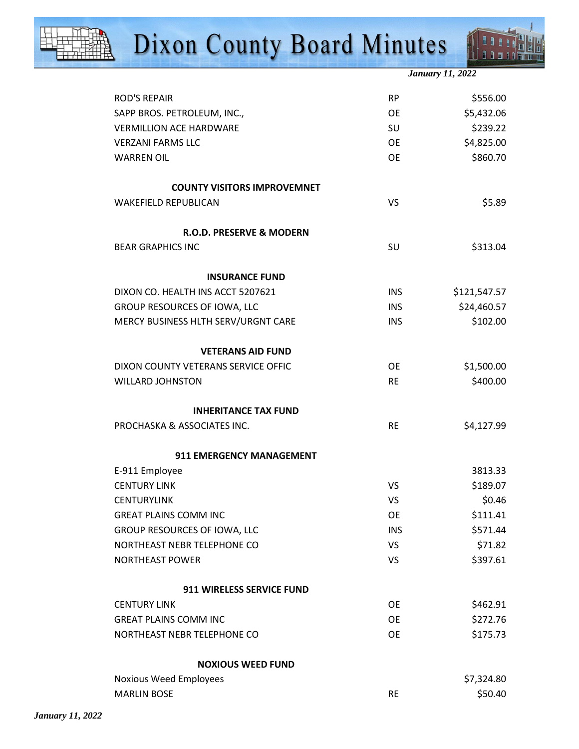| | | |
|---|---|---|
| ROD'S REPAIR | RP | $556.00 |
| SAPP BROS. PETROLEUM, INC., | OE | $5,432.06 |
| VERMILLION ACE HARDWARE | SU | $239.22 |
| VERZANI FARMS LLC | OE | $4,825.00 |
| WARREN OIL | OE | $860.70 |
| **COUNTY VISITORS IMPROVEMNET** | | |
| WAKEFIELD REPUBLICAN | VS | $5.89 |
| **R.O.D. PRESERVE & MODERN** | | |
| BEAR GRAPHICS INC | SU | $313.04 |
| **INSURANCE FUND** | | |
| DIXON CO. HEALTH INS ACCT 5207621 | INS | $121,547.57 |
| GROUP RESOURCES OF IOWA, LLC | INS | $24,460.57 |
| MERCY BUSINESS HLTH SERV/URGNT CARE | INS | $102.00 |
| **VETERANS AID FUND** | | |
| DIXON COUNTY VETERANS SERVICE OFFIC | OE | $1,500.00 |
| WILLARD JOHNSTON | RE | $400.00 |
| **INHERITANCE TAX FUND** | | |
| PROCHASKA & ASSOCIATES INC. | RE | $4,127.99 |
| **911 EMERGENCY MANAGEMENT** | | |
| E-911 Employee | | 3813.33 |
| CENTURY LINK | VS | $189.07 |
| CENTURYLINK | VS | $0.46 |
| GREAT PLAINS COMM INC | OE | $111.41 |
| GROUP RESOURCES OF IOWA, LLC | INS | $571.44 |
| NORTHEAST NEBR TELEPHONE CO | VS | $71.82 |
| NORTHEAST POWER | VS | $397.61 |
| **911 WIRELESS SERVICE FUND** | | |
| CENTURY LINK | OE | $462.91 |
| GREAT PLAINS COMM INC | OE | $272.76 |
| NORTHEAST NEBR TELEPHONE CO | OE | $175.73 |
| **NOXIOUS WEED FUND** | | |
| Noxious Weed Employees | | $7,324.80 |
| MARLIN BOSE | RE | $50.40 |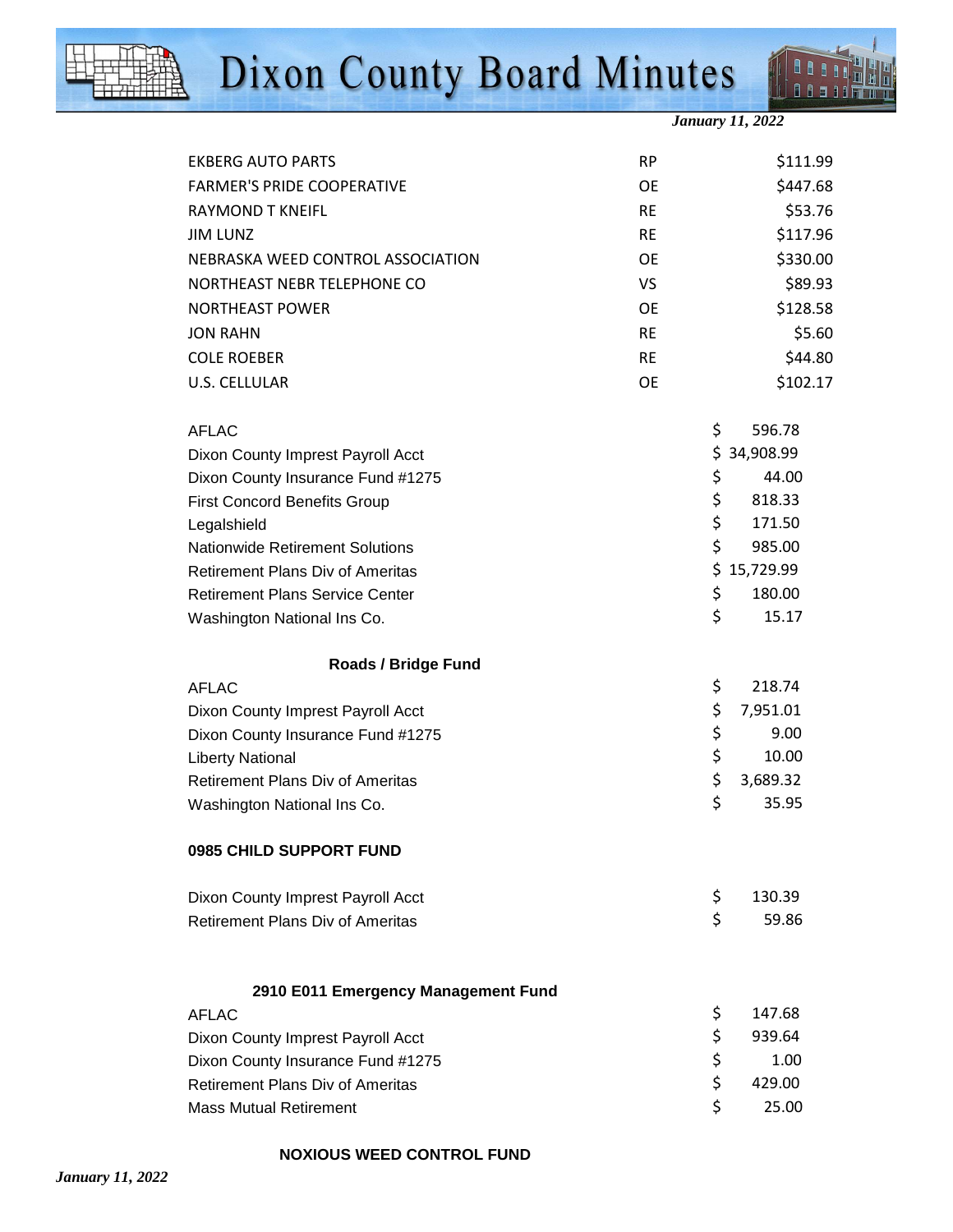| | | |
|---|---|---|
| EKBERG AUTO PARTS | RP | $111.99 |
| FARMER'S PRIDE COOPERATIVE | OE | $447.68 |
| RAYMOND T KNEIFL | RE | $53.76 |
| JIM LUNZ | RE | $117.96 |
| NEBRASKA WEED CONTROL ASSOCIATION | OE | $330.00 |
| NORTHEAST NEBR TELEPHONE CO | VS | $89.93 |
| NORTHEAST POWER | OE | $128.58 |
| JON RAHN | RE | $5.60 |
| COLE ROEBER | RE | $44.80 |
| U.S. CELLULAR | OE | $102.17 |

| | |
|---|---|
| AFLAC | $ 596.78 |
| Dixon County Imprest Payroll Acct | $ 34,908.99 |
| Dixon County Insurance Fund #1275 | $ 44.00 |
| First Concord Benefits Group | $ 818.33 |
| Legalshield | $ 171.50 |
| Nationwide Retirement Solutions | $ 985.00 |
| Retirement Plans Div of Ameritas | $ 15,729.99 |
| Retirement Plans Service Center | $ 180.00 |
| Washington National Ins Co. | $ 15.17 |

**Roads / Bridge Fund**

| | |
|---|---|
| AFLAC | $ 218.74 |
| Dixon County Imprest Payroll Acct | $ 7,951.01 |
| Dixon County Insurance Fund #1275 | $ 9.00 |
| Liberty National | $ 10.00 |
| Retirement Plans Div of Ameritas | $ 3,689.32 |
| Washington National Ins Co. | $ 35.95 |

**0985 CHILD SUPPORT FUND**

| | |
|---|---|
| Dixon County Imprest Payroll Acct | $ 130.39 |
| Retirement Plans Div of Ameritas | $ 59.86 |

**2910 E011 Emergency Management Fund**

| | |
|---|---|
| AFLAC | $ 147.68 |
| Dixon County Imprest Payroll Acct | $ 939.64 |
| Dixon County Insurance Fund #1275 | $ 1.00 |
| Retirement Plans Div of Ameritas | $ 429.00 |
| Mass Mutual Retirement | $ 25.00 |

**NOXIOUS WEED CONTROL FUND**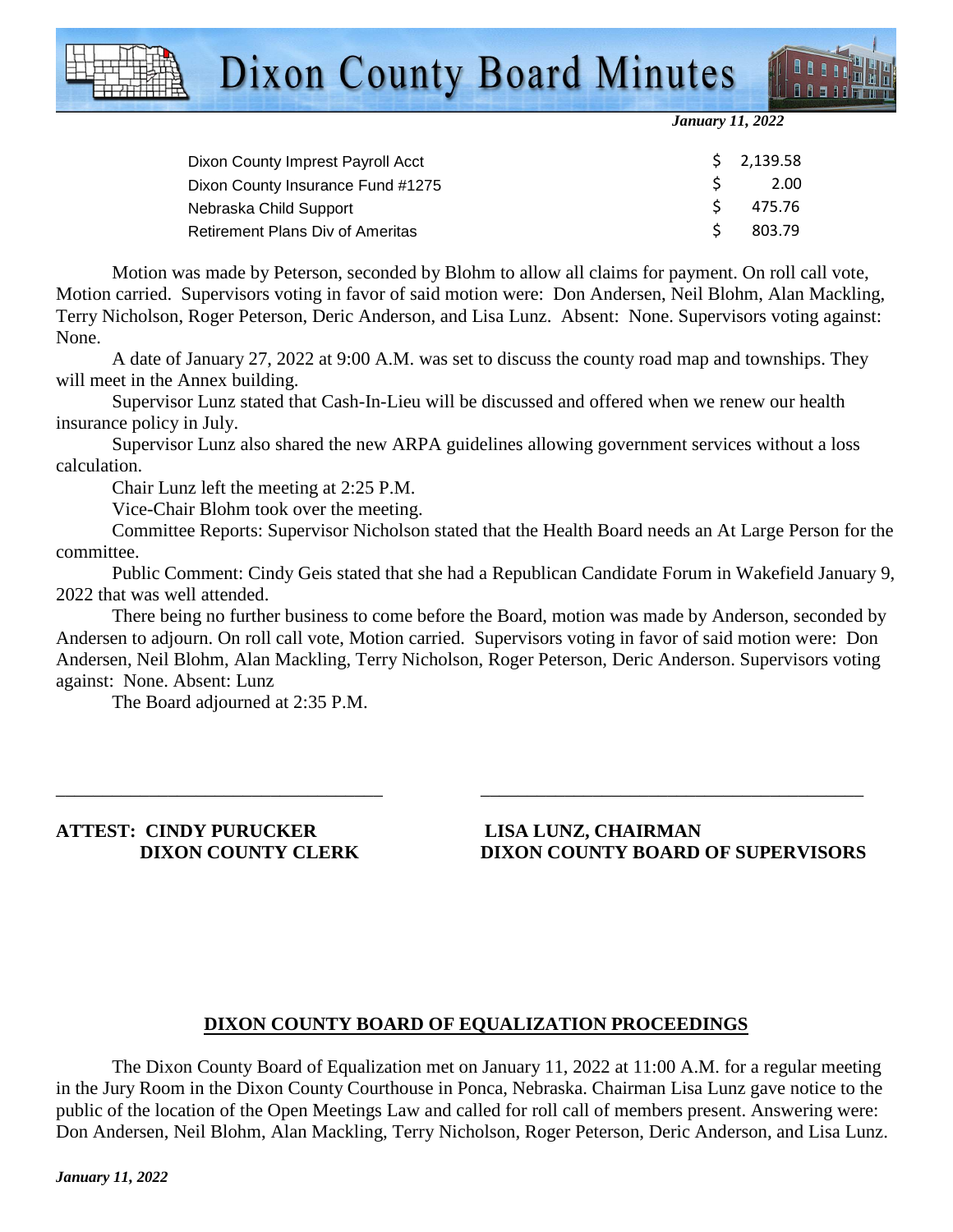| | |
|---|---|
| Dixon County Imprest Payroll Acct | $ 2,139.58 |
| Dixon County Insurance Fund #1275 | $ 2.00 |
| Nebraska Child Support | $ 475.76 |
| Retirement Plans Div of Ameritas | $ 803.79 |

Motion was made by Peterson, seconded by Blohm to allow all claims for payment. On roll call vote, Motion carried. Supervisors voting in favor of said motion were: Don Andersen, Neil Blohm, Alan Mackling, Terry Nicholson, Roger Peterson, Deric Anderson, and Lisa Lunz. Absent: None. Supervisors voting against: None.

A date of January 27, 2022 at 9:00 A.M. was set to discuss the county road map and townships. They will meet in the Annex building.

Supervisor Lunz stated that Cash-In-Lieu will be discussed and offered when we renew our health insurance policy in July.

Supervisor Lunz also shared the new ARPA guidelines allowing government services without a loss calculation.

Chair Lunz left the meeting at 2:25 P.M.

Vice-Chair Blohm took over the meeting.

Committee Reports: Supervisor Nicholson stated that the Health Board needs an At Large Person for the committee.

Public Comment: Cindy Geis stated that she had a Republican Candidate Forum in Wakefield January 9, 2022 that was well attended.

There being no further business to come before the Board, motion was made by Anderson, seconded by Andersen to adjourn. On roll call vote, Motion carried. Supervisors voting in favor of said motion were: Don Andersen, Neil Blohm, Alan Mackling, Terry Nicholson, Roger Peterson, Deric Anderson. Supervisors voting against: None. Absent: Lunz

The Board adjourned at 2:35 P.M.

\_\_\_\_\_\_\_\_\_\_\_\_\_\_\_\_\_\_\_\_\_\_\_\_\_\_\_\_\_\_\_\_\_\_\_ \_\_\_\_\_\_\_\_\_\_\_\_\_\_\_\_\_\_\_\_\_\_\_\_\_\_\_\_\_\_\_\_\_\_\_\_\_\_\_\_\_\_

**ATTEST: CINDY PURUCKER**
**DIXON COUNTY CLERK**

**LISA LUNZ, CHAIRMAN**
**DIXON COUNTY BOARD OF SUPERVISORS**

## DIXON COUNTY BOARD OF EQUALIZATION PROCEEDINGS

The Dixon County Board of Equalization met on January 11, 2022 at 11:00 A.M. for a regular meeting in the Jury Room in the Dixon County Courthouse in Ponca, Nebraska. Chairman Lisa Lunz gave notice to the public of the location of the Open Meetings Law and called for roll call of members present. Answering were: Don Andersen, Neil Blohm, Alan Mackling, Terry Nicholson, Roger Peterson, Deric Anderson, and Lisa Lunz.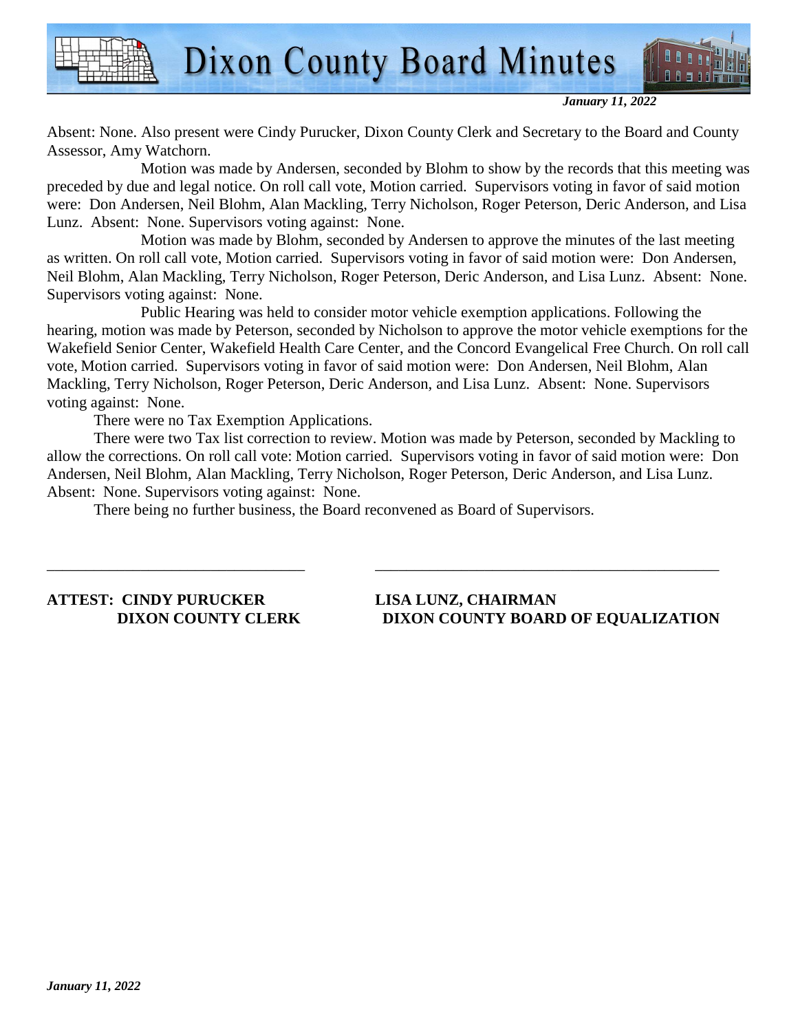Absent: None. Also present were Cindy Purucker, Dixon County Clerk and Secretary to the Board and County Assessor, Amy Watchorn.

Motion was made by Andersen, seconded by Blohm to show by the records that this meeting was preceded by due and legal notice. On roll call vote, Motion carried. Supervisors voting in favor of said motion were: Don Andersen, Neil Blohm, Alan Mackling, Terry Nicholson, Roger Peterson, Deric Anderson, and Lisa Lunz. Absent: None. Supervisors voting against: None.

Motion was made by Blohm, seconded by Andersen to approve the minutes of the last meeting as written. On roll call vote, Motion carried. Supervisors voting in favor of said motion were: Don Andersen, Neil Blohm, Alan Mackling, Terry Nicholson, Roger Peterson, Deric Anderson, and Lisa Lunz. Absent: None. Supervisors voting against: None.

Public Hearing was held to consider motor vehicle exemption applications. Following the hearing, motion was made by Peterson, seconded by Nicholson to approve the motor vehicle exemptions for the Wakefield Senior Center, Wakefield Health Care Center, and the Concord Evangelical Free Church. On roll call vote, Motion carried. Supervisors voting in favor of said motion were: Don Andersen, Neil Blohm, Alan Mackling, Terry Nicholson, Roger Peterson, Deric Anderson, and Lisa Lunz. Absent: None. Supervisors voting against: None.

There were no Tax Exemption Applications.

There were two Tax list correction to review. Motion was made by Peterson, seconded by Mackling to allow the corrections. On roll call vote: Motion carried. Supervisors voting in favor of said motion were: Don Andersen, Neil Blohm, Alan Mackling, Terry Nicholson, Roger Peterson, Deric Anderson, and Lisa Lunz. Absent: None. Supervisors voting against: None.

There being no further business, the Board reconvened as Board of Supervisors.

\_\_\_\_\_\_\_\_\_\_\_\_\_\_\_\_\_\_\_\_\_\_\_\_\_\_\_\_\_\_\_\_\_\_ \_\_\_\_\_\_\_\_\_\_\_\_\_\_\_\_\_\_\_\_\_\_\_\_\_\_\_\_\_\_\_\_\_\_\_\_\_\_\_\_\_\_\_\_\_

**ATTEST: CINDY PURUCKER**
**DIXON COUNTY CLERK**

**LISA LUNZ, CHAIRMAN**
**DIXON COUNTY BOARD OF EQUALIZATION**